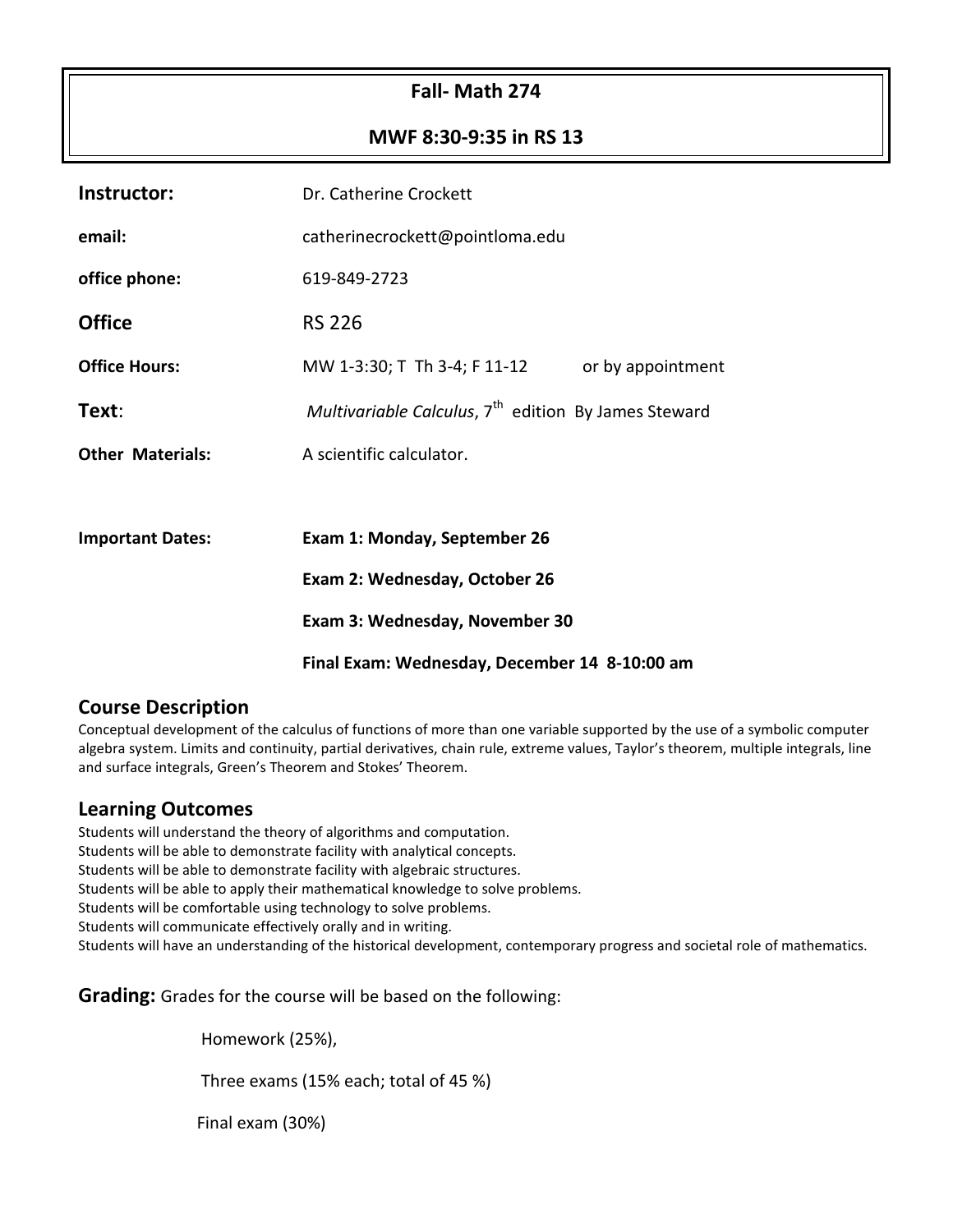# Fall- Math 274

## MWF 8:30-9:35 in RS 13

| | |
|---|---|
| **Instructor:** | Dr. Catherine Crockett |
| **email:** | catherinecrockett@pointloma.edu |
| **office phone:** | 619-849-2723 |
| **Office** | RS 226 |
| **Office Hours:** | MW 1-3:30; T Th 3-4; F 11-12 or by appointment |
| **Text:** | *Multivariable Calculus*, 7th edition By James Steward |
| **Other Materials:** | A scientific calculator. |
| **Important Dates:** | **Exam 1: Monday, September 26** |
| | **Exam 2: Wednesday, October 26** |
| | **Exam 3: Wednesday, November 30** |
| | **Final Exam: Wednesday, December 14 8-10:00 am** |

## Course Description

Conceptual development of the calculus of functions of more than one variable supported by the use of a symbolic computer algebra system. Limits and continuity, partial derivatives, chain rule, extreme values, Taylor's theorem, multiple integrals, line and surface integrals, Green's Theorem and Stokes' Theorem.

## Learning Outcomes

Students will understand the theory of algorithms and computation.
Students will be able to demonstrate facility with analytical concepts.
Students will be able to demonstrate facility with algebraic structures.
Students will be able to apply their mathematical knowledge to solve problems.
Students will be comfortable using technology to solve problems.
Students will communicate effectively orally and in writing.
Students will have an understanding of the historical development, contemporary progress and societal role of mathematics.

**Grading:** Grades for the course will be based on the following:

Homework (25%),

Three exams (15% each; total of 45 %)

Final exam (30%)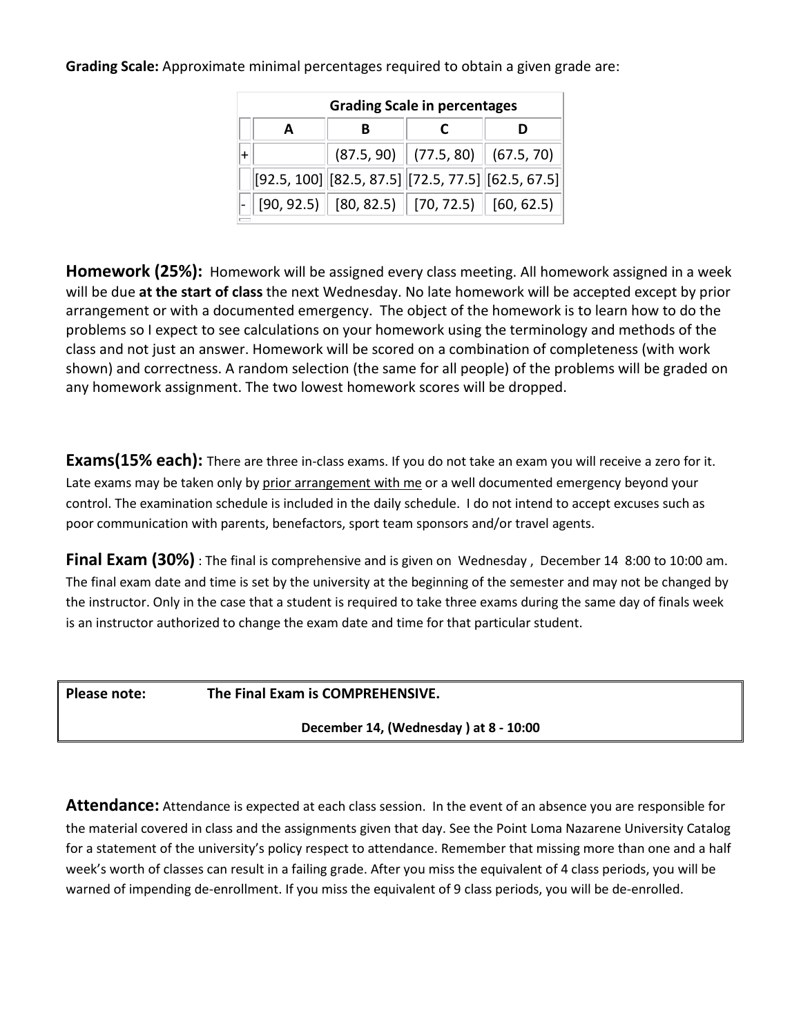**Grading Scale:** Approximate minimal percentages required to obtain a given grade are:

| Grading Scale in percentages | | | | |
|---|---|---|---|---|
| | A | B | C | D |
| + | | (87.5, 90) | (77.5, 80) | (67.5, 70) |
| | [92.5, 100] | [82.5, 87.5] | [72.5, 77.5] | [62.5, 67.5] |
| - | [90, 92.5) | [80, 82.5) | [70, 72.5) | [60, 62.5) |

**Homework (25%):** Homework will be assigned every class meeting. All homework assigned in a week will be due **at the start of class** the next Wednesday. No late homework will be accepted except by prior arrangement or with a documented emergency. The object of the homework is to learn how to do the problems so I expect to see calculations on your homework using the terminology and methods of the class and not just an answer. Homework will be scored on a combination of completeness (with work shown) and correctness. A random selection (the same for all people) of the problems will be graded on any homework assignment. The two lowest homework scores will be dropped.

**Exams(15% each):** There are three in-class exams. If you do not take an exam you will receive a zero for it. Late exams may be taken only by prior arrangement with me or a well documented emergency beyond your control. The examination schedule is included in the daily schedule. I do not intend to accept excuses such as poor communication with parents, benefactors, sport team sponsors and/or travel agents.

**Final Exam (30%)** : The final is comprehensive and is given on Wednesday , December 14 8:00 to 10:00 am. The final exam date and time is set by the university at the beginning of the semester and may not be changed by the instructor. Only in the case that a student is required to take three exams during the same day of finals week is an instructor authorized to change the exam date and time for that particular student.

| **Please note:** | **The Final Exam is COMPREHENSIVE.** |
|---|---|
| | **December 14, (Wednesday ) at 8 - 10:00** |

**Attendance:** Attendance is expected at each class session. In the event of an absence you are responsible for the material covered in class and the assignments given that day. See the Point Loma Nazarene University Catalog for a statement of the university's policy respect to attendance. Remember that missing more than one and a half week's worth of classes can result in a failing grade. After you miss the equivalent of 4 class periods, you will be warned of impending de-enrollment. If you miss the equivalent of 9 class periods, you will be de-enrolled.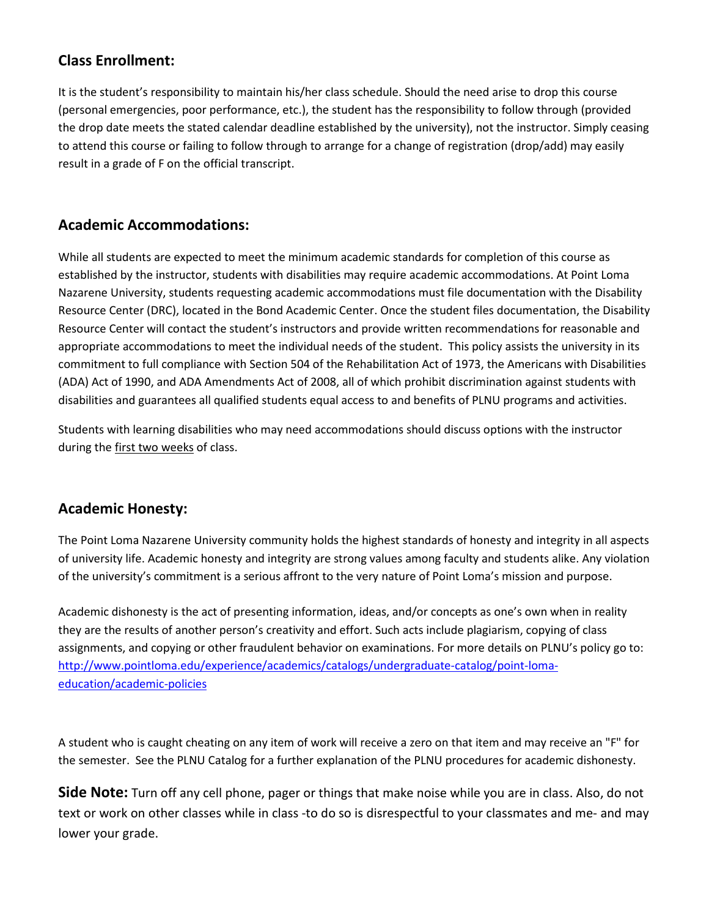## Class Enrollment:

It is the student's responsibility to maintain his/her class schedule. Should the need arise to drop this course (personal emergencies, poor performance, etc.), the student has the responsibility to follow through (provided the drop date meets the stated calendar deadline established by the university), not the instructor. Simply ceasing to attend this course or failing to follow through to arrange for a change of registration (drop/add) may easily result in a grade of F on the official transcript.

## Academic Accommodations:

While all students are expected to meet the minimum academic standards for completion of this course as established by the instructor, students with disabilities may require academic accommodations. At Point Loma Nazarene University, students requesting academic accommodations must file documentation with the Disability Resource Center (DRC), located in the Bond Academic Center. Once the student files documentation, the Disability Resource Center will contact the student's instructors and provide written recommendations for reasonable and appropriate accommodations to meet the individual needs of the student. This policy assists the university in its commitment to full compliance with Section 504 of the Rehabilitation Act of 1973, the Americans with Disabilities (ADA) Act of 1990, and ADA Amendments Act of 2008, all of which prohibit discrimination against students with disabilities and guarantees all qualified students equal access to and benefits of PLNU programs and activities.

Students with learning disabilities who may need accommodations should discuss options with the instructor during the first two weeks of class.

## Academic Honesty:

The Point Loma Nazarene University community holds the highest standards of honesty and integrity in all aspects of university life. Academic honesty and integrity are strong values among faculty and students alike. Any violation of the university's commitment is a serious affront to the very nature of Point Loma's mission and purpose.

Academic dishonesty is the act of presenting information, ideas, and/or concepts as one's own when in reality they are the results of another person's creativity and effort. Such acts include plagiarism, copying of class assignments, and copying or other fraudulent behavior on examinations. For more details on PLNU's policy go to: [http://www.pointloma.edu/experience/academics/catalogs/undergraduate-catalog/point-loma-education/academic-policies](http://www.pointloma.edu/experience/academics/catalogs/undergraduate-catalog/point-loma-education/academic-policies)

A student who is caught cheating on any item of work will receive a zero on that item and may receive an "F" for the semester. See the PLNU Catalog for a further explanation of the PLNU procedures for academic dishonesty.

**Side Note:** Turn off any cell phone, pager or things that make noise while you are in class. Also, do not text or work on other classes while in class -to do so is disrespectful to your classmates and me- and may lower your grade.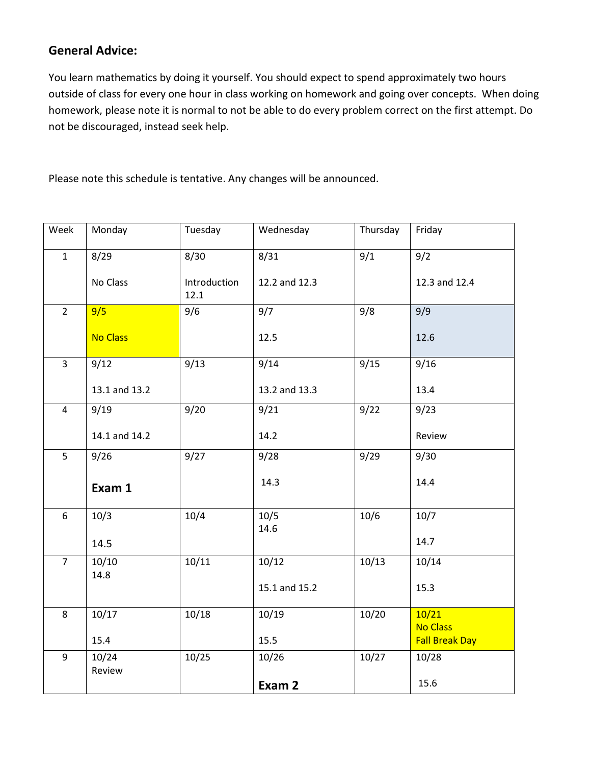## General Advice:

You learn mathematics by doing it yourself. You should expect to spend approximately two hours outside of class for every one hour in class working on homework and going over concepts. When doing homework, please note it is normal to not be able to do every problem correct on the first attempt. Do not be discouraged, instead seek help.

Please note this schedule is tentative. Any changes will be announced.

| Week | Monday | Tuesday | Wednesday | Thursday | Friday |
|---|---|---|---|---|---|
| 1 | 8/29<br><br>No Class | 8/30<br><br>Introduction 12.1 | 8/31<br><br>12.2 and 12.3 | 9/1 | 9/2<br><br>12.3 and 12.4 |
| 2 | 9/5<br><br>No Class | 9/6 | 9/7<br><br>12.5 | 9/8 | 9/9<br><br>12.6 |
| 3 | 9/12<br><br>13.1 and 13.2 | 9/13 | 9/14<br><br>13.2 and 13.3 | 9/15 | 9/16<br><br>13.4 |
| 4 | 9/19<br><br>14.1 and 14.2 | 9/20 | 9/21<br><br>14.2 | 9/22 | 9/23<br><br>Review |
| 5 | 9/26<br><br>**Exam 1** | 9/27 | 9/28<br><br>14.3 | 9/29 | 9/30<br><br>14.4 |
| 6 | 10/3<br><br>14.5 | 10/4 | 10/5<br>14.6 | 10/6 | 10/7<br><br>14.7 |
| 7 | 10/10<br>14.8 | 10/11 | 10/12<br><br>15.1 and 15.2 | 10/13 | 10/14<br><br>15.3 |
| 8 | 10/17<br><br>15.4 | 10/18 | 10/19<br><br>15.5 | 10/20 | 10/21<br>No Class<br>Fall Break Day |
| 9 | 10/24<br>Review | 10/25 | 10/26<br><br>**Exam 2** | 10/27 | 10/28<br><br>15.6 |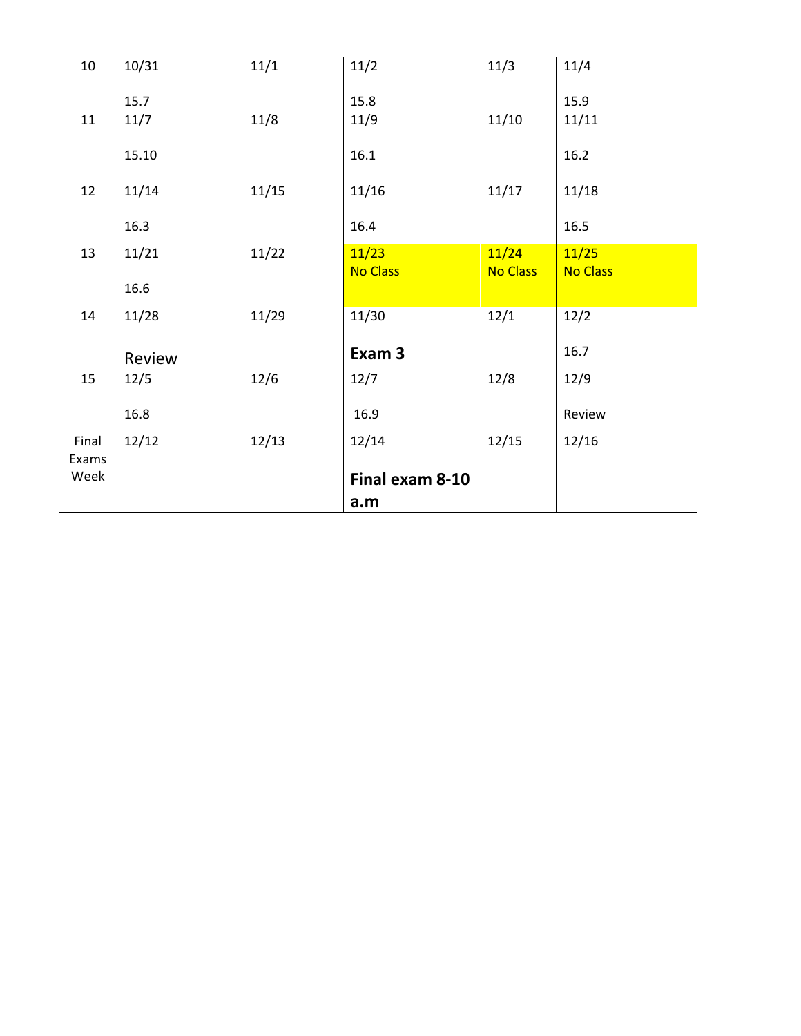| | | | | | |
|---|---|---|---|---|---|
| 10 | 10/31<br><br>15.7 | 11/1 | 11/2<br><br>15.8 | 11/3 | 11/4<br><br>15.9 |
| 11 | 11/7<br><br>15.10 | 11/8 | 11/9<br><br>16.1 | 11/10 | 11/11<br><br>16.2 |
| 12 | 11/14<br><br>16.3 | 11/15 | 11/16<br><br>16.4 | 11/17 | 11/18<br><br>16.5 |
| 13 | 11/21<br><br>16.6 | 11/22 | 11/23<br>No Class | 11/24<br>No Class | 11/25<br>No Class |
| 14 | 11/28<br><br>Review | 11/29 | 11/30<br><br>**Exam 3** | 12/1 | 12/2<br><br>16.7 |
| 15 | 12/5<br><br>16.8 | 12/6 | 12/7<br><br>16.9 | 12/8 | 12/9<br><br>Review |
| Final Exams Week | 12/12 | 12/13 | 12/14<br><br>**Final exam 8-10 a.m** | 12/15 | 12/16 |